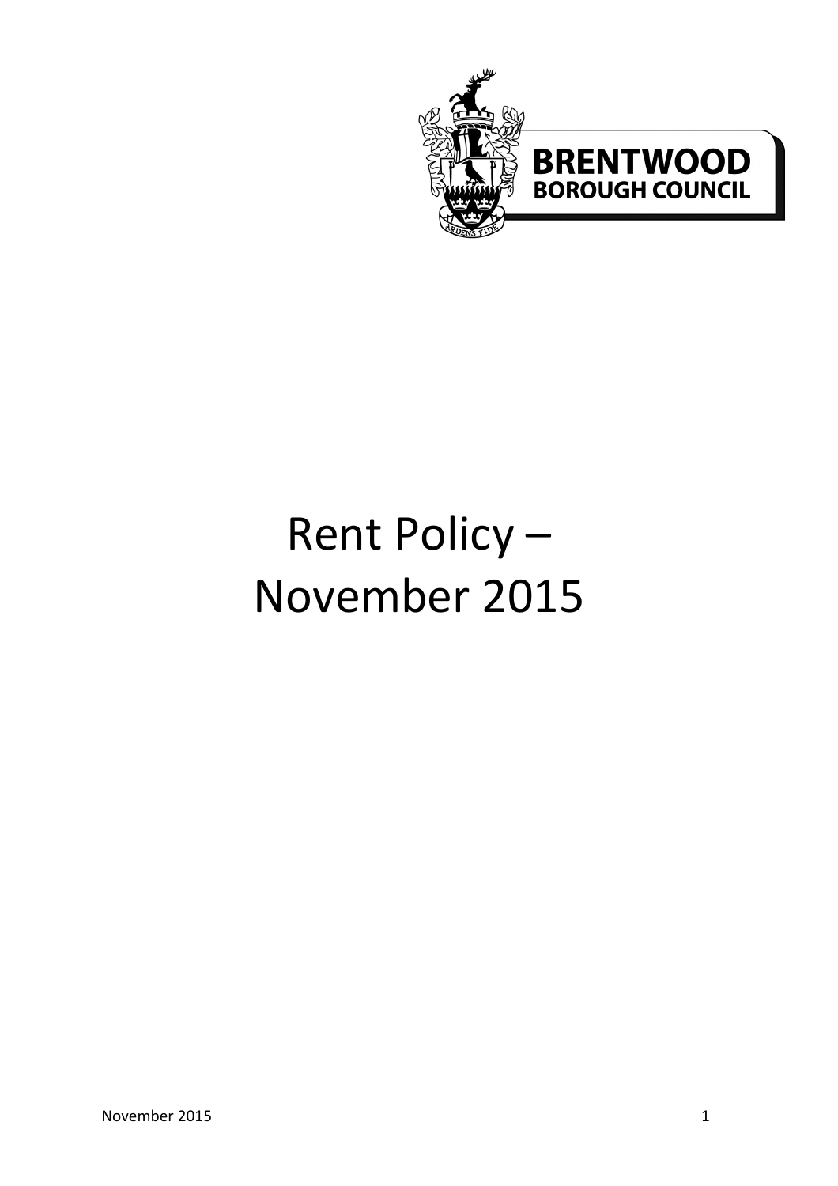BRENTWOOD BOROUGH COUNCIL

# Rent Policy – November 2015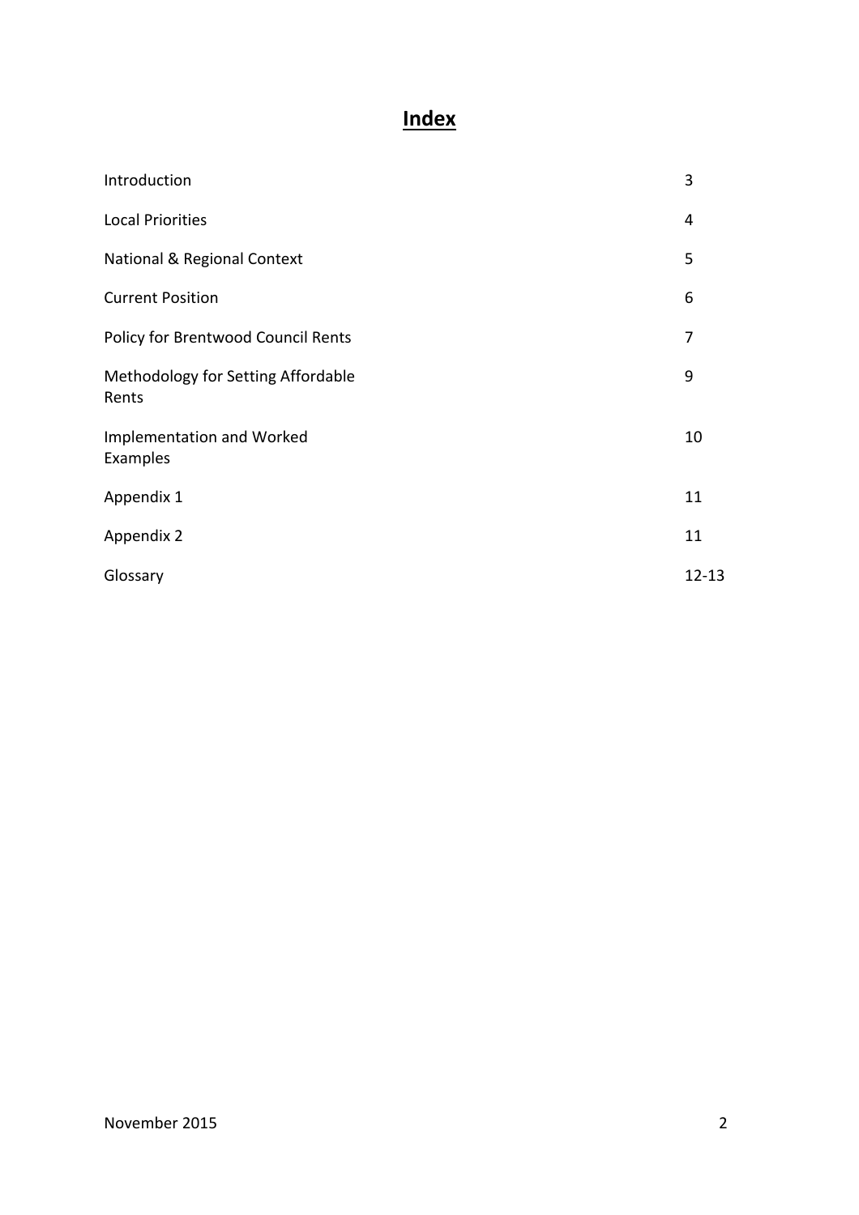# **Index**

| | |
|---|---|
| Introduction | 3 |
| Local Priorities | 4 |
| National & Regional Context | 5 |
| Current Position | 6 |
| Policy for Brentwood Council Rents | 7 |
| Methodology for Setting Affordable Rents | 9 |
| Implementation and Worked Examples | 10 |
| Appendix 1 | 11 |
| Appendix 2 | 11 |
| Glossary | 12-13 |

November 2015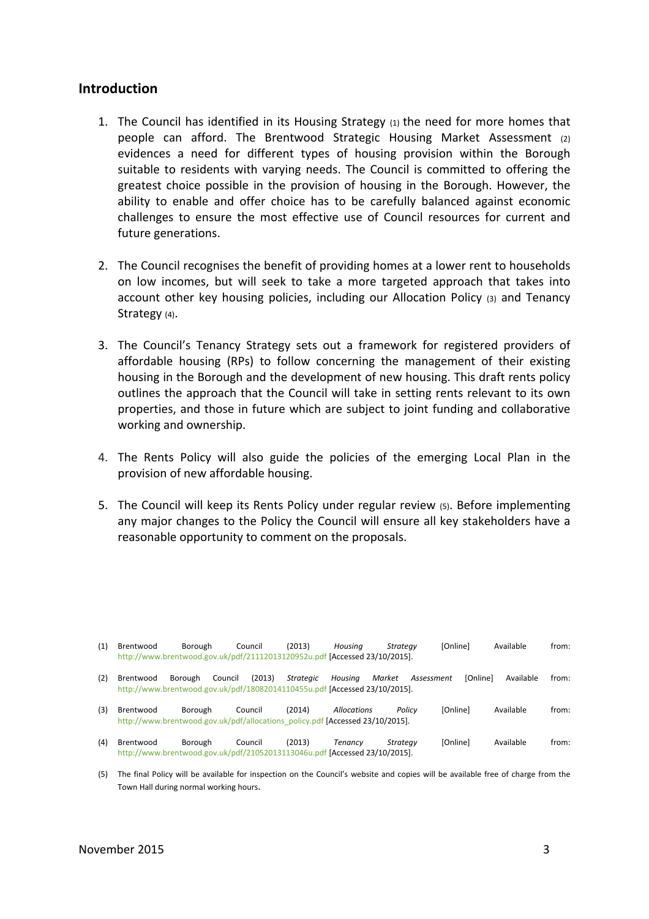## Introduction

1. The Council has identified in its Housing Strategy (1) the need for more homes that people can afford. The Brentwood Strategic Housing Market Assessment (2) evidences a need for different types of housing provision within the Borough suitable to residents with varying needs. The Council is committed to offering the greatest choice possible in the provision of housing in the Borough. However, the ability to enable and offer choice has to be carefully balanced against economic challenges to ensure the most effective use of Council resources for current and future generations.

2. The Council recognises the benefit of providing homes at a lower rent to households on low incomes, but will seek to take a more targeted approach that takes into account other key housing policies, including our Allocation Policy (3) and Tenancy Strategy (4).

3. The Council's Tenancy Strategy sets out a framework for registered providers of affordable housing (RPs) to follow concerning the management of their existing housing in the Borough and the development of new housing. This draft rents policy outlines the approach that the Council will take in setting rents relevant to its own properties, and those in future which are subject to joint funding and collaborative working and ownership.

4. The Rents Policy will also guide the policies of the emerging Local Plan in the provision of new affordable housing.

5. The Council will keep its Rents Policy under regular review (5). Before implementing any major changes to the Policy the Council will ensure all key stakeholders have a reasonable opportunity to comment on the proposals.

(1) Brentwood Borough Council (2013) *Housing Strategy* [Online] Available from: http://www.brentwood.gov.uk/pdf/21112013120952u.pdf [Accessed 23/10/2015].

(2) Brentwood Borough Council (2013) *Strategic Housing Market Assessment* [Online] Available from: http://www.brentwood.gov.uk/pdf/18082014110455u.pdf [Accessed 23/10/2015].

(3) Brentwood Borough Council (2014) *Allocations Policy* [Online] Available from: http://www.brentwood.gov.uk/pdf/allocations_policy.pdf [Accessed 23/10/2015].

(4) Brentwood Borough Council (2013) *Tenancy Strategy* [Online] Available from: http://www.brentwood.gov.uk/pdf/21052013113046u.pdf [Accessed 23/10/2015].

(5) The final Policy will be available for inspection on the Council's website and copies will be available free of charge from the Town Hall during normal working hours.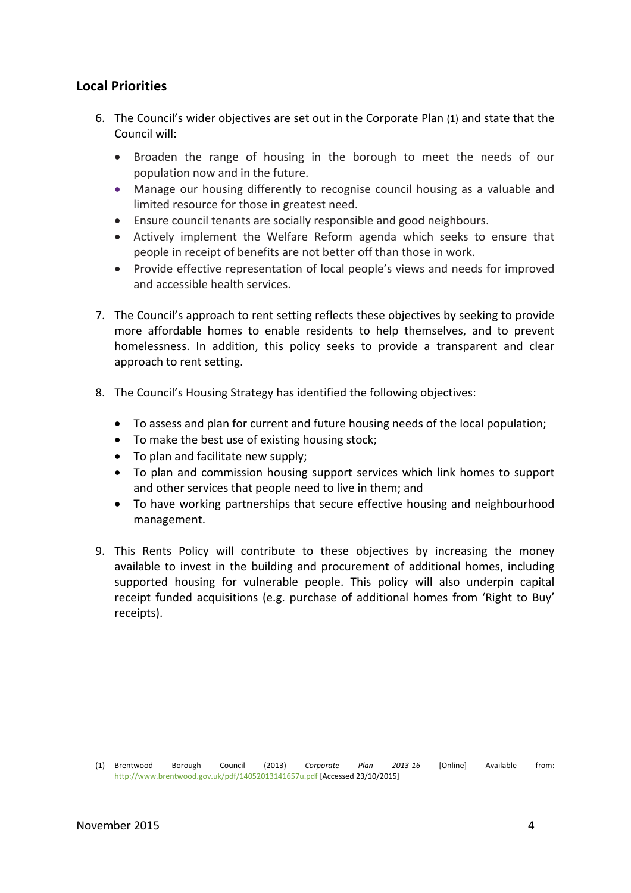## Local Priorities

6. The Council's wider objectives are set out in the Corporate Plan (1) and state that the Council will:

   - Broaden the range of housing in the borough to meet the needs of our population now and in the future.
   - Manage our housing differently to recognise council housing as a valuable and limited resource for those in greatest need.
   - Ensure council tenants are socially responsible and good neighbours.
   - Actively implement the Welfare Reform agenda which seeks to ensure that people in receipt of benefits are not better off than those in work.
   - Provide effective representation of local people's views and needs for improved and accessible health services.

7. The Council's approach to rent setting reflects these objectives by seeking to provide more affordable homes to enable residents to help themselves, and to prevent homelessness. In addition, this policy seeks to provide a transparent and clear approach to rent setting.

8. The Council's Housing Strategy has identified the following objectives:

   - To assess and plan for current and future housing needs of the local population;
   - To make the best use of existing housing stock;
   - To plan and facilitate new supply;
   - To plan and commission housing support services which link homes to support and other services that people need to live in them; and
   - To have working partnerships that secure effective housing and neighbourhood management.

9. This Rents Policy will contribute to these objectives by increasing the money available to invest in the building and procurement of additional homes, including supported housing for vulnerable people. This policy will also underpin capital receipt funded acquisitions (e.g. purchase of additional homes from 'Right to Buy' receipts).

(1) Brentwood Borough Council (2013) *Corporate Plan 2013-16* [Online] Available from: http://www.brentwood.gov.uk/pdf/14052013141657u.pdf [Accessed 23/10/2015]

November 2015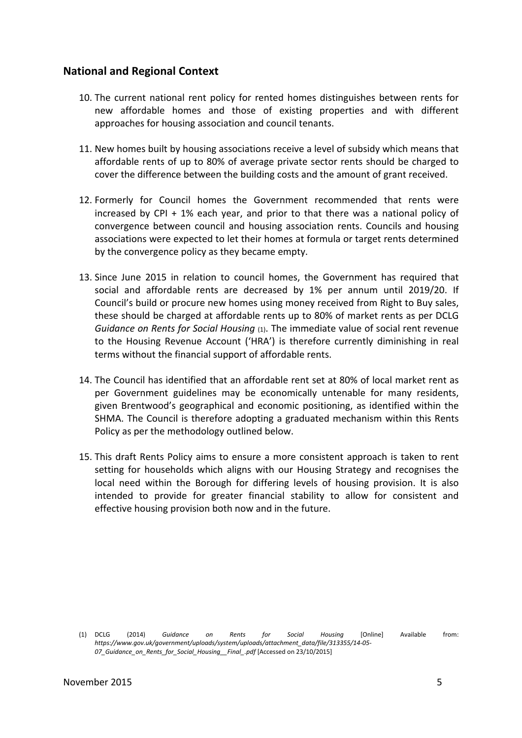## National and Regional Context

10. The current national rent policy for rented homes distinguishes between rents for new affordable homes and those of existing properties and with different approaches for housing association and council tenants.

11. New homes built by housing associations receive a level of subsidy which means that affordable rents of up to 80% of average private sector rents should be charged to cover the difference between the building costs and the amount of grant received.

12. Formerly for Council homes the Government recommended that rents were increased by CPI + 1% each year, and prior to that there was a national policy of convergence between council and housing association rents. Councils and housing associations were expected to let their homes at formula or target rents determined by the convergence policy as they became empty.

13. Since June 2015 in relation to council homes, the Government has required that social and affordable rents are decreased by 1% per annum until 2019/20. If Council's build or procure new homes using money received from Right to Buy sales, these should be charged at affordable rents up to 80% of market rents as per DCLG *Guidance on Rents for Social Housing* (1). The immediate value of social rent revenue to the Housing Revenue Account ('HRA') is therefore currently diminishing in real terms without the financial support of affordable rents.

14. The Council has identified that an affordable rent set at 80% of local market rent as per Government guidelines may be economically untenable for many residents, given Brentwood's geographical and economic positioning, as identified within the SHMA. The Council is therefore adopting a graduated mechanism within this Rents Policy as per the methodology outlined below.

15. This draft Rents Policy aims to ensure a more consistent approach is taken to rent setting for households which aligns with our Housing Strategy and recognises the local need within the Borough for differing levels of housing provision. It is also intended to provide for greater financial stability to allow for consistent and effective housing provision both now and in the future.

(1) DCLG (2014) *Guidance on Rents for Social Housing* [Online] Available from: *https://www.gov.uk/government/uploads/system/uploads/attachment_data/file/313355/14-05-07_Guidance_on_Rents_for_Social_Housing__Final_.pdf* [Accessed on 23/10/2015]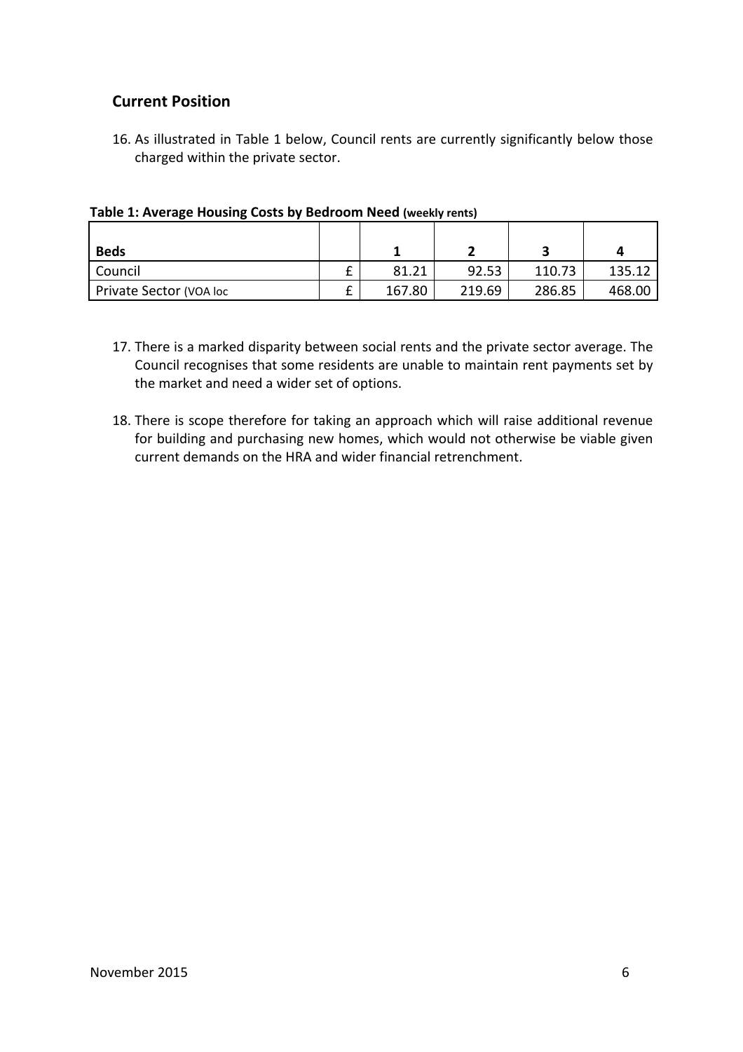## Current Position

16. As illustrated in Table 1 below, Council rents are currently significantly below those charged within the private sector.

**Table 1: Average Housing Costs by Bedroom Need (weekly rents)**

| Beds | | 1 | 2 | 3 | 4 |
|---|---|---|---|---|---|
| Council | £ | 81.21 | 92.53 | 110.73 | 135.12 |
| Private Sector (VOA loc | £ | 167.80 | 219.69 | 286.85 | 468.00 |

17. There is a marked disparity between social rents and the private sector average. The Council recognises that some residents are unable to maintain rent payments set by the market and need a wider set of options.

18. There is scope therefore for taking an approach which will raise additional revenue for building and purchasing new homes, which would not otherwise be viable given current demands on the HRA and wider financial retrenchment.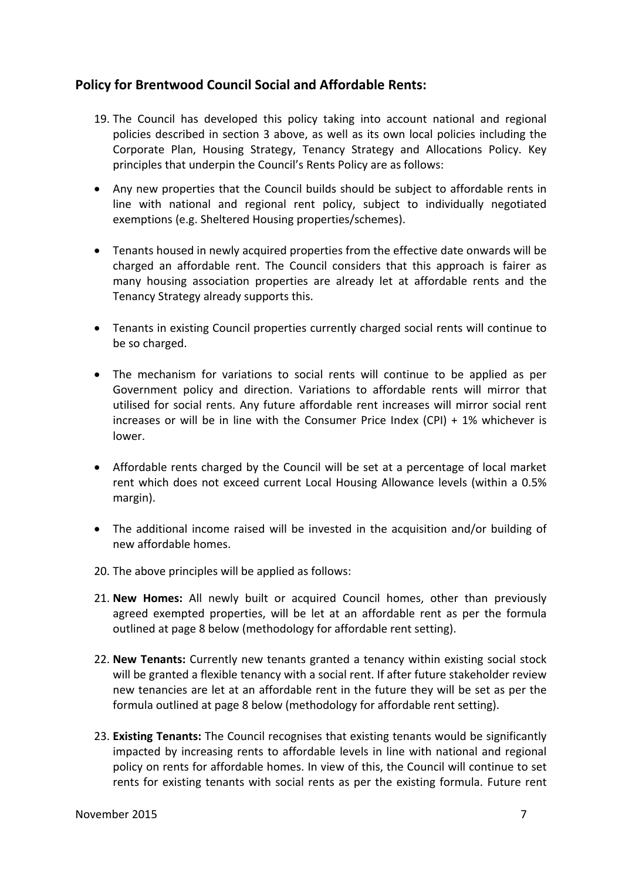## Policy for Brentwood Council Social and Affordable Rents:

19. The Council has developed this policy taking into account national and regional policies described in section 3 above, as well as its own local policies including the Corporate Plan, Housing Strategy, Tenancy Strategy and Allocations Policy. Key principles that underpin the Council's Rents Policy are as follows:

- Any new properties that the Council builds should be subject to affordable rents in line with national and regional rent policy, subject to individually negotiated exemptions (e.g. Sheltered Housing properties/schemes).

- Tenants housed in newly acquired properties from the effective date onwards will be charged an affordable rent. The Council considers that this approach is fairer as many housing association properties are already let at affordable rents and the Tenancy Strategy already supports this.

- Tenants in existing Council properties currently charged social rents will continue to be so charged.

- The mechanism for variations to social rents will continue to be applied as per Government policy and direction. Variations to affordable rents will mirror that utilised for social rents. Any future affordable rent increases will mirror social rent increases or will be in line with the Consumer Price Index (CPI) + 1% whichever is lower.

- Affordable rents charged by the Council will be set at a percentage of local market rent which does not exceed current Local Housing Allowance levels (within a 0.5% margin).

- The additional income raised will be invested in the acquisition and/or building of new affordable homes.

20. The above principles will be applied as follows:

21. **New Homes:** All newly built or acquired Council homes, other than previously agreed exempted properties, will be let at an affordable rent as per the formula outlined at page 8 below (methodology for affordable rent setting).

22. **New Tenants:** Currently new tenants granted a tenancy within existing social stock will be granted a flexible tenancy with a social rent. If after future stakeholder review new tenancies are let at an affordable rent in the future they will be set as per the formula outlined at page 8 below (methodology for affordable rent setting).

23. **Existing Tenants:** The Council recognises that existing tenants would be significantly impacted by increasing rents to affordable levels in line with national and regional policy on rents for affordable homes. In view of this, the Council will continue to set rents for existing tenants with social rents as per the existing formula. Future rent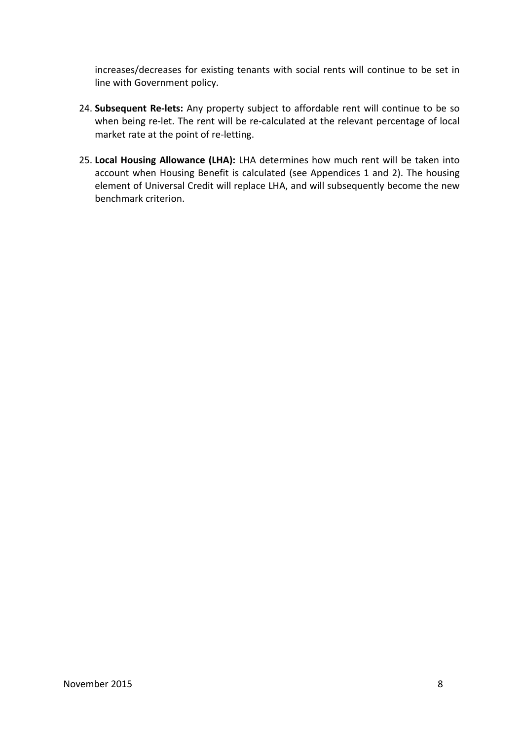increases/decreases for existing tenants with social rents will continue to be set in line with Government policy.

24. **Subsequent Re-lets:** Any property subject to affordable rent will continue to be so when being re-let. The rent will be re-calculated at the relevant percentage of local market rate at the point of re-letting.

25. **Local Housing Allowance (LHA):** LHA determines how much rent will be taken into account when Housing Benefit is calculated (see Appendices 1 and 2). The housing element of Universal Credit will replace LHA, and will subsequently become the new benchmark criterion.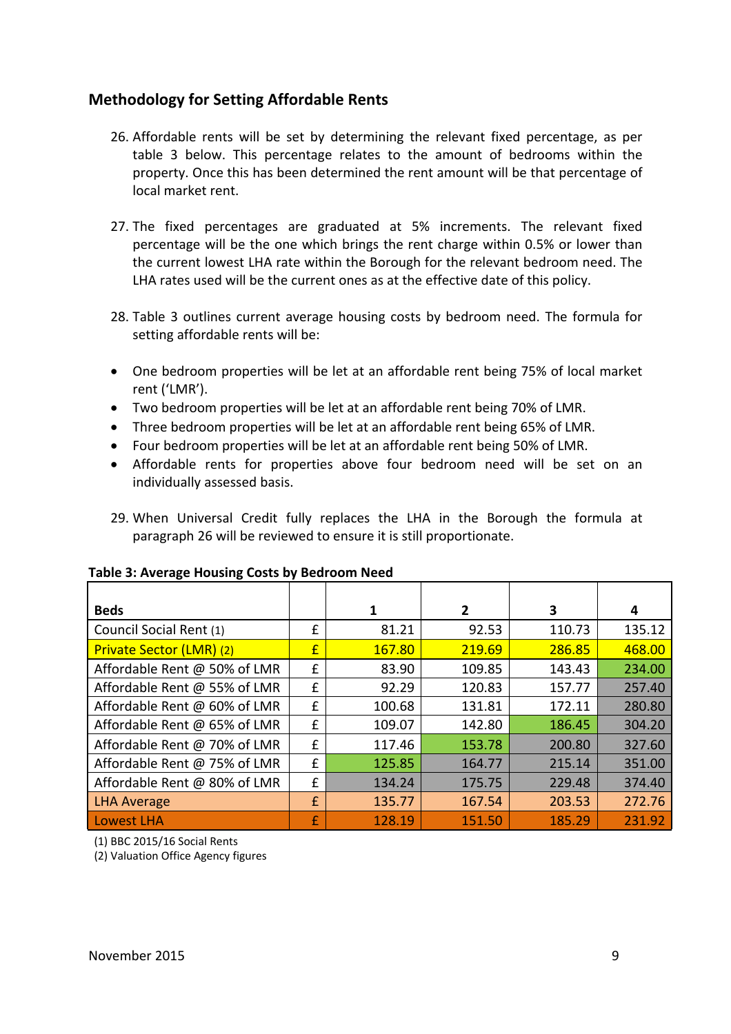## Methodology for Setting Affordable Rents

26. Affordable rents will be set by determining the relevant fixed percentage, as per table 3 below. This percentage relates to the amount of bedrooms within the property. Once this has been determined the rent amount will be that percentage of local market rent.

27. The fixed percentages are graduated at 5% increments. The relevant fixed percentage will be the one which brings the rent charge within 0.5% or lower than the current lowest LHA rate within the Borough for the relevant bedroom need. The LHA rates used will be the current ones as at the effective date of this policy.

28. Table 3 outlines current average housing costs by bedroom need. The formula for setting affordable rents will be:

- One bedroom properties will be let at an affordable rent being 75% of local market rent ('LMR').
- Two bedroom properties will be let at an affordable rent being 70% of LMR.
- Three bedroom properties will be let at an affordable rent being 65% of LMR.
- Four bedroom properties will be let at an affordable rent being 50% of LMR.
- Affordable rents for properties above four bedroom need will be set on an individually assessed basis.

29. When Universal Credit fully replaces the LHA in the Borough the formula at paragraph 26 will be reviewed to ensure it is still proportionate.

**Table 3: Average Housing Costs by Bedroom Need**

| Beds | | 1 | 2 | 3 | 4 |
|---|---|---|---|---|---|
| Council Social Rent (1) | £ | 81.21 | 92.53 | 110.73 | 135.12 |
| Private Sector (LMR) (2) | £ | 167.80 | 219.69 | 286.85 | 468.00 |
| Affordable Rent @ 50% of LMR | £ | 83.90 | 109.85 | 143.43 | 234.00 |
| Affordable Rent @ 55% of LMR | £ | 92.29 | 120.83 | 157.77 | 257.40 |
| Affordable Rent @ 60% of LMR | £ | 100.68 | 131.81 | 172.11 | 280.80 |
| Affordable Rent @ 65% of LMR | £ | 109.07 | 142.80 | 186.45 | 304.20 |
| Affordable Rent @ 70% of LMR | £ | 117.46 | 153.78 | 200.80 | 327.60 |
| Affordable Rent @ 75% of LMR | £ | 125.85 | 164.77 | 215.14 | 351.00 |
| Affordable Rent @ 80% of LMR | £ | 134.24 | 175.75 | 229.48 | 374.40 |
| LHA Average | £ | 135.77 | 167.54 | 203.53 | 272.76 |
| Lowest LHA | £ | 128.19 | 151.50 | 185.29 | 231.92 |

(1) BBC 2015/16 Social Rents
(2) Valuation Office Agency figures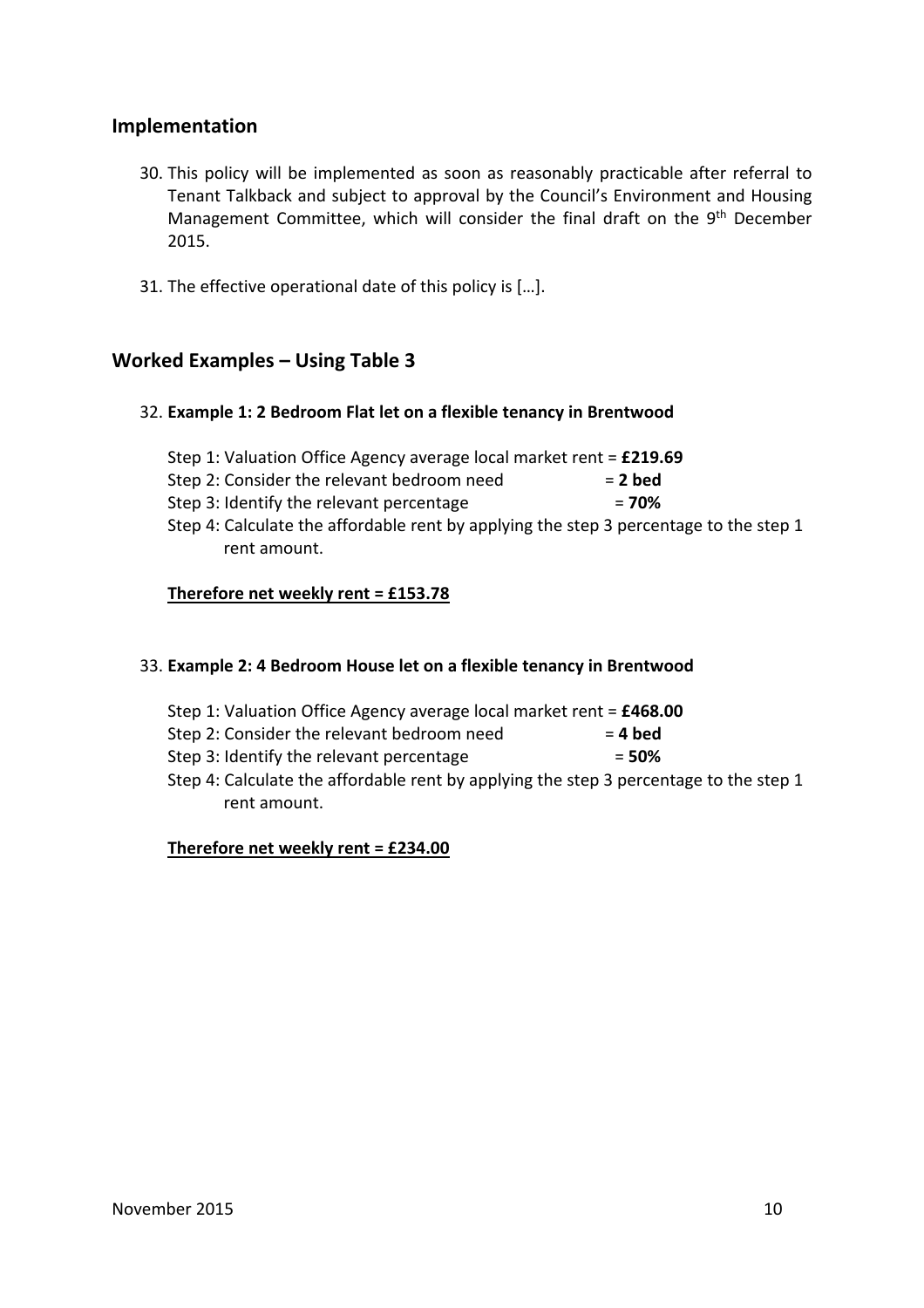## Implementation

30. This policy will be implemented as soon as reasonably practicable after referral to Tenant Talkback and subject to approval by the Council's Environment and Housing Management Committee, which will consider the final draft on the 9th December 2015.

31. The effective operational date of this policy is […].

## Worked Examples – Using Table 3

32. **Example 1: 2 Bedroom Flat let on a flexible tenancy in Brentwood**

    Step 1: Valuation Office Agency average local market rent = **£219.69**
    Step 2: Consider the relevant bedroom need = **2 bed**
    Step 3: Identify the relevant percentage = **70%**
    Step 4: Calculate the affordable rent by applying the step 3 percentage to the step 1 rent amount.

    **Therefore net weekly rent = £153.78**

33. **Example 2: 4 Bedroom House let on a flexible tenancy in Brentwood**

    Step 1: Valuation Office Agency average local market rent = **£468.00**
    Step 2: Consider the relevant bedroom need = **4 bed**
    Step 3: Identify the relevant percentage = **50%**
    Step 4: Calculate the affordable rent by applying the step 3 percentage to the step 1 rent amount.

    **Therefore net weekly rent = £234.00**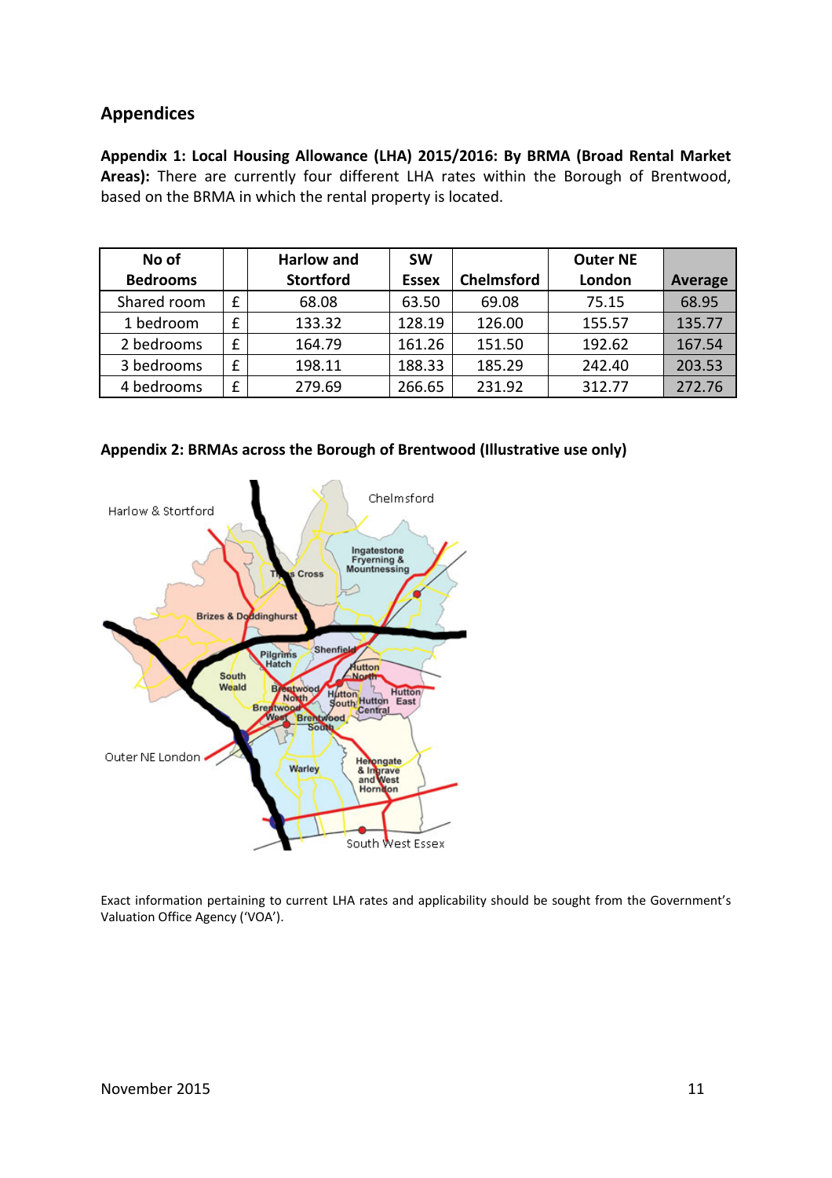## Appendices

**Appendix 1: Local Housing Allowance (LHA) 2015/2016: By BRMA (Broad Rental Market Areas):** There are currently four different LHA rates within the Borough of Brentwood, based on the BRMA in which the rental property is located.

| No of Bedrooms | | Harlow and Stortford | SW Essex | Chelmsford | Outer NE London | Average |
|---|---|---|---|---|---|---|
| Shared room | £ | 68.08 | 63.50 | 69.08 | 75.15 | 68.95 |
| 1 bedroom | £ | 133.32 | 128.19 | 126.00 | 155.57 | 135.77 |
| 2 bedrooms | £ | 164.79 | 161.26 | 151.50 | 192.62 | 167.54 |
| 3 bedrooms | £ | 198.11 | 188.33 | 185.29 | 242.40 | 203.53 |
| 4 bedrooms | £ | 279.69 | 266.65 | 231.92 | 312.77 | 272.76 |

**Appendix 2: BRMAs across the Borough of Brentwood (Illustrative use only)**

Exact information pertaining to current LHA rates and applicability should be sought from the Government's Valuation Office Agency ('VOA').

November 2015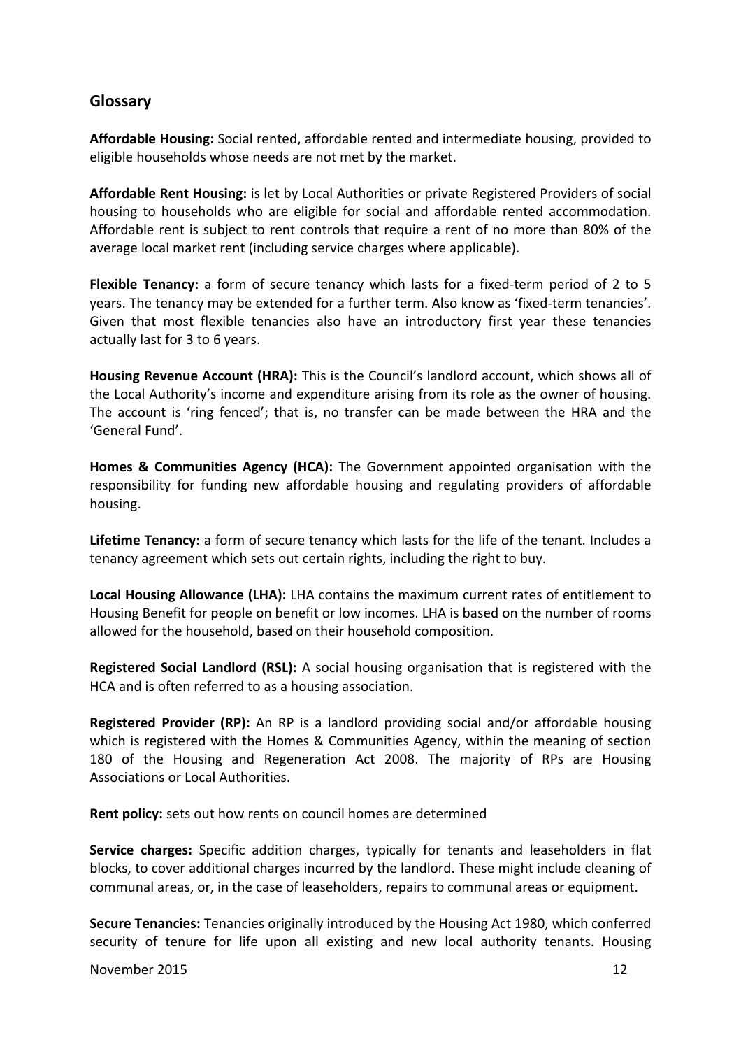## Glossary

**Affordable Housing:** Social rented, affordable rented and intermediate housing, provided to eligible households whose needs are not met by the market.

**Affordable Rent Housing:** is let by Local Authorities or private Registered Providers of social housing to households who are eligible for social and affordable rented accommodation. Affordable rent is subject to rent controls that require a rent of no more than 80% of the average local market rent (including service charges where applicable).

**Flexible Tenancy:** a form of secure tenancy which lasts for a fixed-term period of 2 to 5 years. The tenancy may be extended for a further term. Also know as 'fixed-term tenancies'. Given that most flexible tenancies also have an introductory first year these tenancies actually last for 3 to 6 years.

**Housing Revenue Account (HRA):** This is the Council's landlord account, which shows all of the Local Authority's income and expenditure arising from its role as the owner of housing. The account is 'ring fenced'; that is, no transfer can be made between the HRA and the 'General Fund'.

**Homes & Communities Agency (HCA):** The Government appointed organisation with the responsibility for funding new affordable housing and regulating providers of affordable housing.

**Lifetime Tenancy:** a form of secure tenancy which lasts for the life of the tenant. Includes a tenancy agreement which sets out certain rights, including the right to buy.

**Local Housing Allowance (LHA):** LHA contains the maximum current rates of entitlement to Housing Benefit for people on benefit or low incomes. LHA is based on the number of rooms allowed for the household, based on their household composition.

**Registered Social Landlord (RSL):** A social housing organisation that is registered with the HCA and is often referred to as a housing association.

**Registered Provider (RP):** An RP is a landlord providing social and/or affordable housing which is registered with the Homes & Communities Agency, within the meaning of section 180 of the Housing and Regeneration Act 2008. The majority of RPs are Housing Associations or Local Authorities.

**Rent policy:** sets out how rents on council homes are determined

**Service charges:** Specific addition charges, typically for tenants and leaseholders in flat blocks, to cover additional charges incurred by the landlord. These might include cleaning of communal areas, or, in the case of leaseholders, repairs to communal areas or equipment.

**Secure Tenancies:** Tenancies originally introduced by the Housing Act 1980, which conferred security of tenure for life upon all existing and new local authority tenants. Housing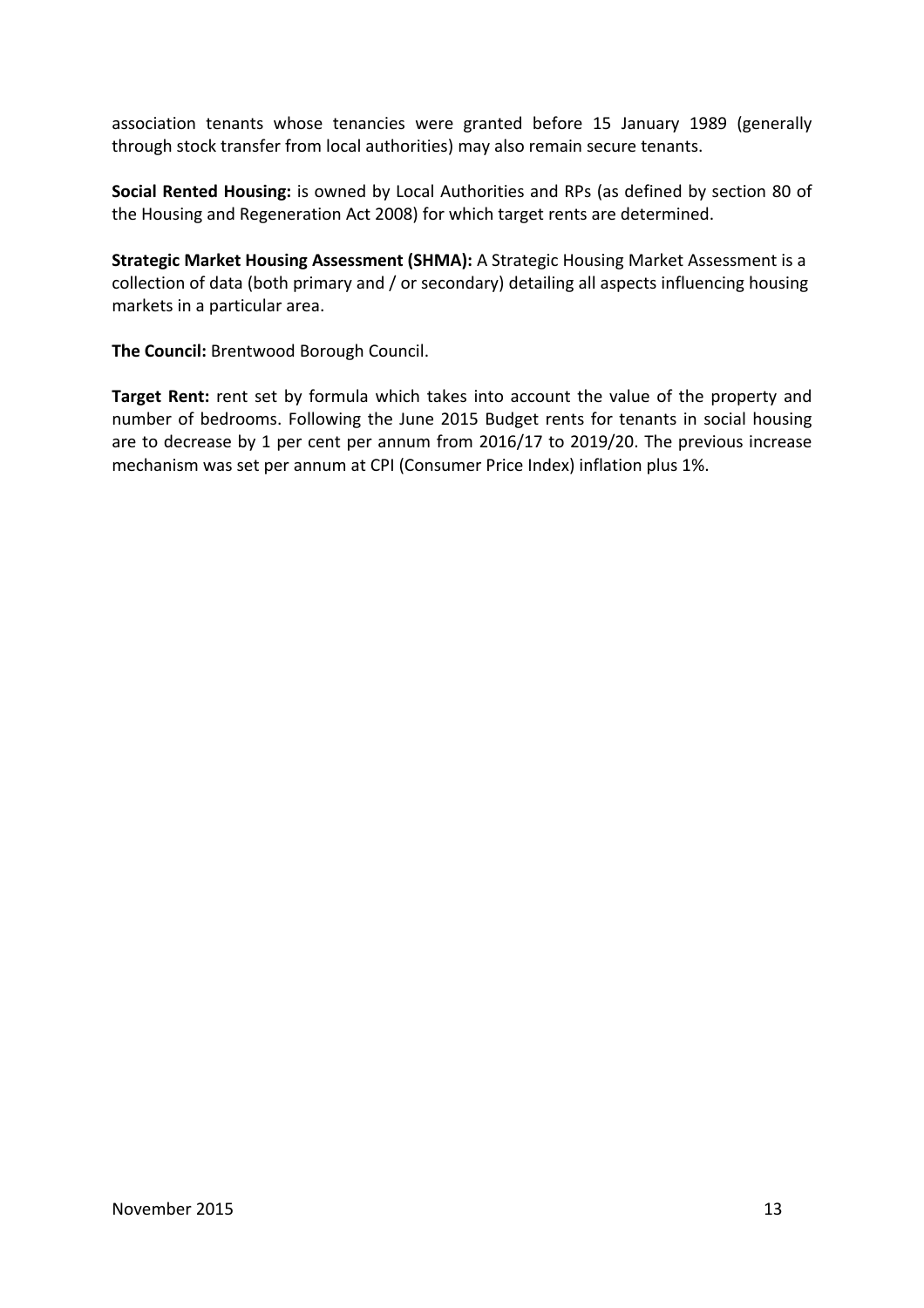association tenants whose tenancies were granted before 15 January 1989 (generally through stock transfer from local authorities) may also remain secure tenants.

**Social Rented Housing:** is owned by Local Authorities and RPs (as defined by section 80 of the Housing and Regeneration Act 2008) for which target rents are determined.

**Strategic Market Housing Assessment (SHMA):** A Strategic Housing Market Assessment is a collection of data (both primary and / or secondary) detailing all aspects influencing housing markets in a particular area.

**The Council:** Brentwood Borough Council.

**Target Rent:** rent set by formula which takes into account the value of the property and number of bedrooms. Following the June 2015 Budget rents for tenants in social housing are to decrease by 1 per cent per annum from 2016/17 to 2019/20. The previous increase mechanism was set per annum at CPI (Consumer Price Index) inflation plus 1%.